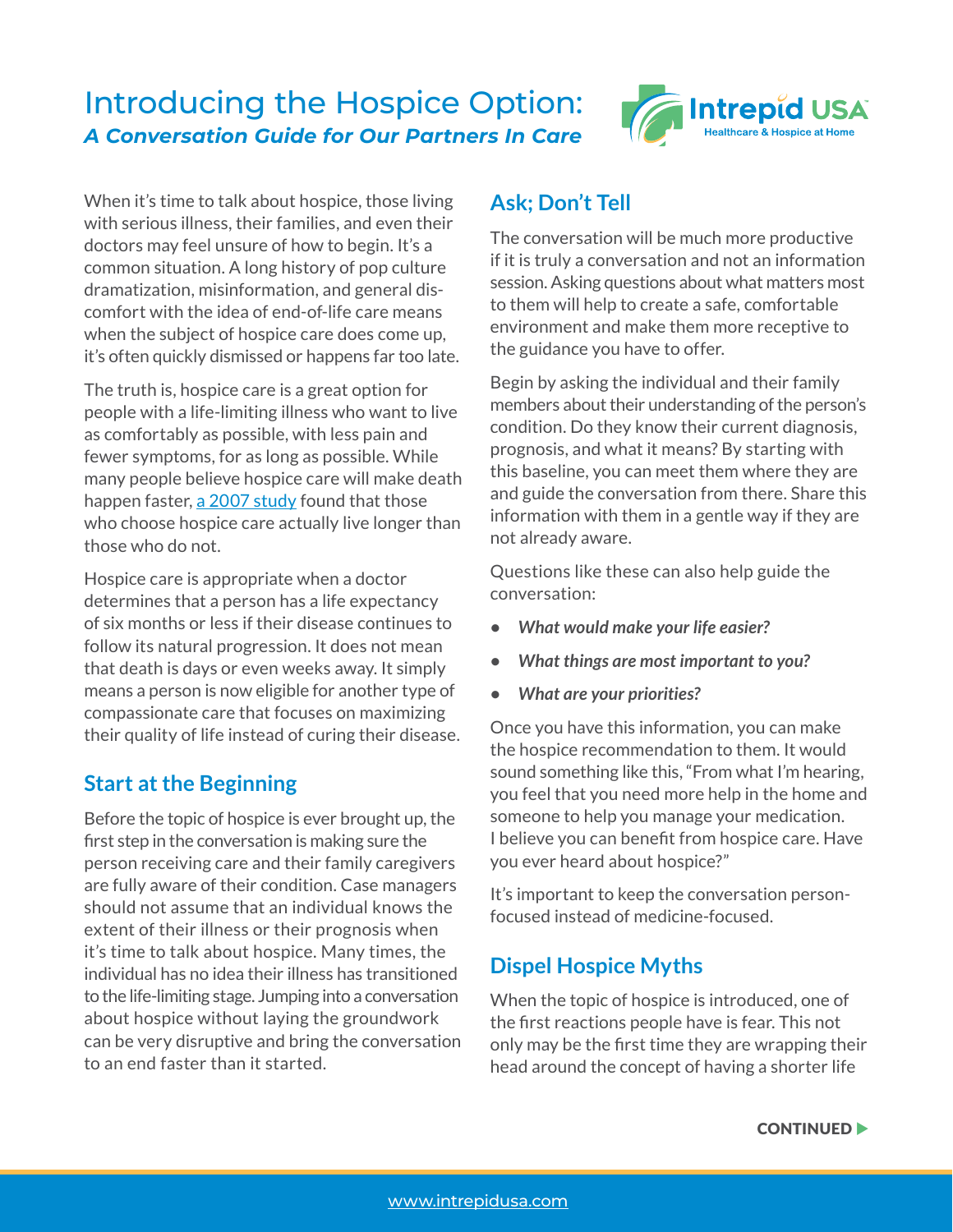# Introducing the Hospice Option:

## *A Conversation Guide for Our Partners In Care*

When it's time to talk about hospice, those living with serious illness, their families, and even their doctors may feel unsure of how to begin. It's a common situation. A long history of pop culture dramatization, misinformation, and general discomfort with the idea of end-of-life care means when the subject of hospice care does come up, it's often quickly dismissed or happens far too late.

The truth is, hospice care is a great option for people with a life-limiting illness who want to live as comfortably as possible, with less pain and fewer symptoms, for as long as possible. While many people believe hospice care will make death happen faster, a 2007 study found that those who choose hospice care actually live longer than those who do not.

Hospice care is appropriate when a doctor determines that a person has a life expectancy of six months or less if their disease continues to follow its natural progression. It does not mean that death is days or even weeks away. It simply means a person is now eligible for another type of compassionate care that focuses on maximizing their quality of life instead of curing their disease.

## Start at the Beginning

Before the topic of hospice is ever brought up, the first step in the conversation is making sure the person receiving care and their family caregivers are fully aware of their condition. Case managers should not assume that an individual knows the extent of their illness or their prognosis when it's time to talk about hospice. Many times, the individual has no idea their illness has transitioned to the life-limiting stage. Jumping into a conversation about hospice without laying the groundwork can be very disruptive and bring the conversation to an end faster than it started.

## Ask; Don't Tell

The conversation will be much more productive if it is truly a conversation and not an information session. Asking questions about what matters most to them will help to create a safe, comfortable environment and make them more receptive to the guidance you have to offer.

Begin by asking the individual and their family members about their understanding of the person's condition. Do they know their current diagnosis, prognosis, and what it means? By starting with this baseline, you can meet them where they are and guide the conversation from there. Share this information with them in a gentle way if they are not already aware.

Questions like these can also help guide the conversation:

- ***What would make your life easier?***
- ***What things are most important to you?***
- ***What are your priorities?***

Once you have this information, you can make the hospice recommendation to them. It would sound something like this, "From what I'm hearing, you feel that you need more help in the home and someone to help you manage your medication. I believe you can benefit from hospice care. Have you ever heard about hospice?"

It's important to keep the conversation person-focused instead of medicine-focused.

## Dispel Hospice Myths

When the topic of hospice is introduced, one of the first reactions people have is fear. This not only may be the first time they are wrapping their head around the concept of having a shorter life

**CONTINUED ▶**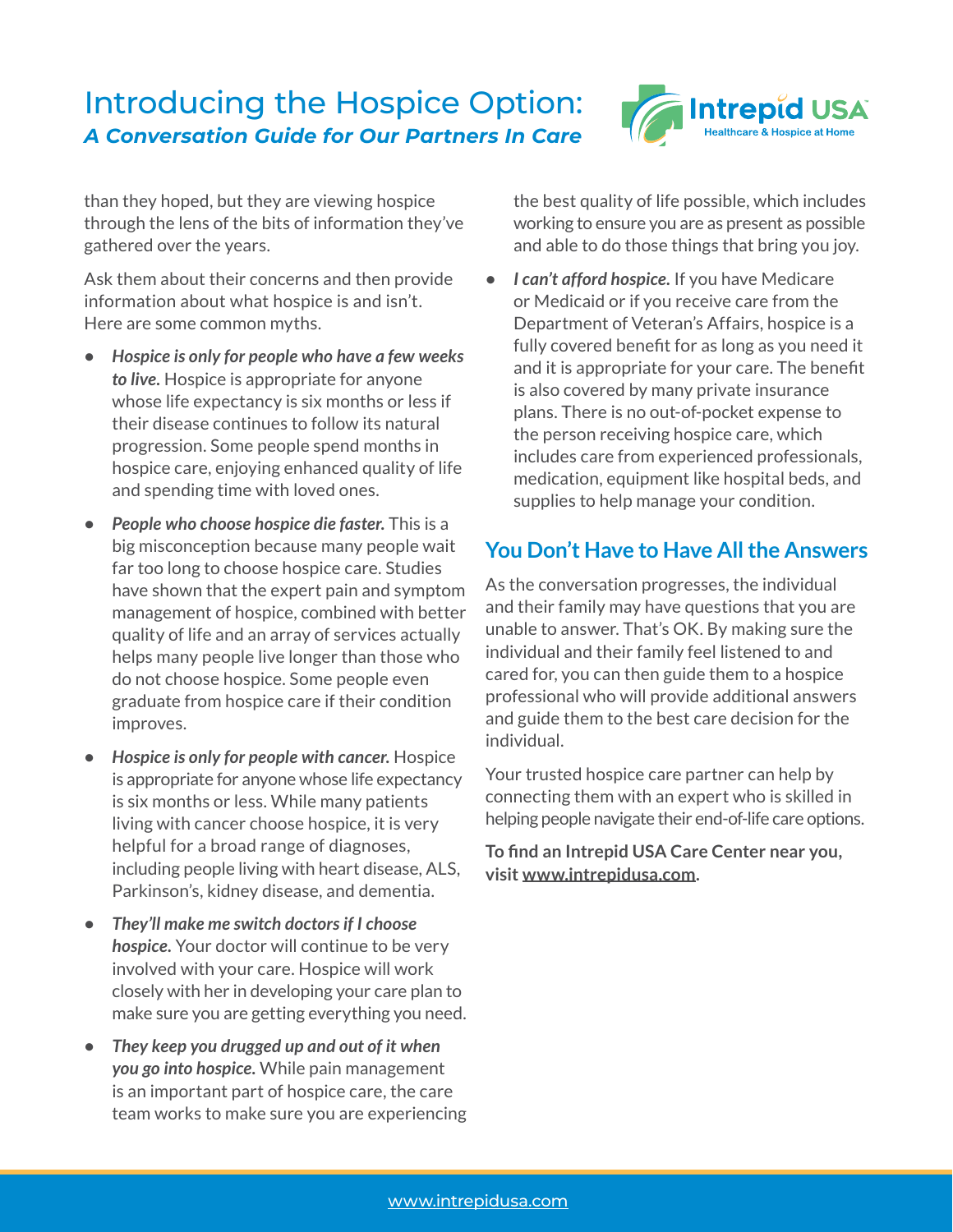than they hoped, but they are viewing hospice through the lens of the bits of information they've gathered over the years.

Ask them about their concerns and then provide information about what hospice is and isn't. Here are some common myths.

- ***Hospice is only for people who have a few weeks to live.*** Hospice is appropriate for anyone whose life expectancy is six months or less if their disease continues to follow its natural progression. Some people spend months in hospice care, enjoying enhanced quality of life and spending time with loved ones.
- ***People who choose hospice die faster.*** This is a big misconception because many people wait far too long to choose hospice care. Studies have shown that the expert pain and symptom management of hospice, combined with better quality of life and an array of services actually helps many people live longer than those who do not choose hospice. Some people even graduate from hospice care if their condition improves.
- ***Hospice is only for people with cancer.*** Hospice is appropriate for anyone whose life expectancy is six months or less. While many patients living with cancer choose hospice, it is very helpful for a broad range of diagnoses, including people living with heart disease, ALS, Parkinson's, kidney disease, and dementia.
- ***They'll make me switch doctors if I choose hospice.*** Your doctor will continue to be very involved with your care. Hospice will work closely with her in developing your care plan to make sure you are getting everything you need.
- ***They keep you drugged up and out of it when you go into hospice.*** While pain management is an important part of hospice care, the care team works to make sure you are experiencing the best quality of life possible, which includes working to ensure you are as present as possible and able to do those things that bring you joy.
- ***I can't afford hospice.*** If you have Medicare or Medicaid or if you receive care from the Department of Veteran's Affairs, hospice is a fully covered benefit for as long as you need it and it is appropriate for your care. The benefit is also covered by many private insurance plans. There is no out-of-pocket expense to the person receiving hospice care, which includes care from experienced professionals, medication, equipment like hospital beds, and supplies to help manage your condition.

## You Don't Have to Have All the Answers

As the conversation progresses, the individual and their family may have questions that you are unable to answer. That's OK. By making sure the individual and their family feel listened to and cared for, you can then guide them to a hospice professional who will provide additional answers and guide them to the best care decision for the individual.

Your trusted hospice care partner can help by connecting them with an expert who is skilled in helping people navigate their end-of-life care options.

**To find an Intrepid USA Care Center near you, visit www.intrepidusa.com.**